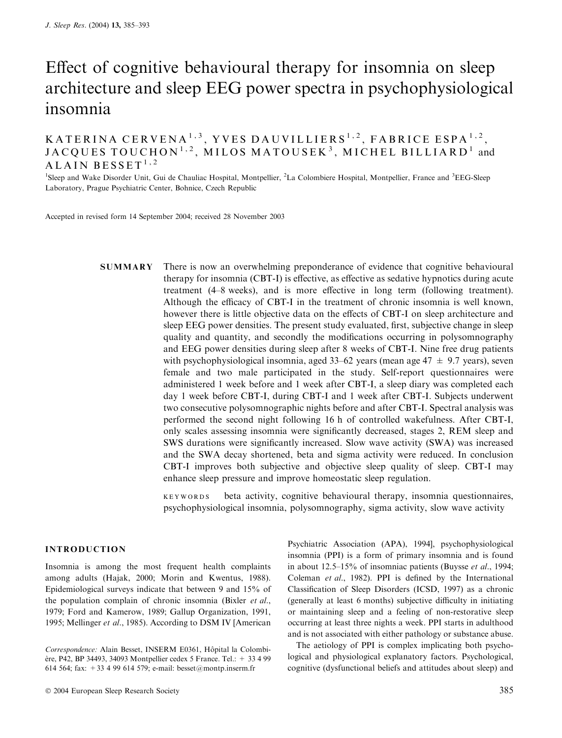// Effect of cognitive behavioural therapy for insomnia on sleep architecture and sleep EEG power spectra in psychophysiological insomnia

KATERINA CERVENA[1,3], YVES DAUVILLIERS[1,2], FABRICE ESPA[1,2], JACQUES TOUCHON[1,2], MILOS MATOUSEK[3], MICHEL BILLIARD[1] and ALAIN BESSET[1,2]

[1]Sleep and Wake Disorder Unit, Gui de Chauliac Hospital, Montpellier, [2]La Colombiere Hospital, Montpellier, France and [3]EEG-Sleep Laboratory, Prague Psychiatric Center, Bohnice, Czech Republic

Accepted in revised form 14 September 2004; received 28 November 2003

**SUMMARY** There is now an overwhelming preponderance of evidence that cognitive behavioural therapy for insomnia (CBT-I) is effective, as effective as sedative hypnotics during acute treatment (4–8 weeks), and is more effective in long term (following treatment). Although the efficacy of CBT-I in the treatment of chronic insomnia is well known, however there is little objective data on the effects of CBT-I on sleep architecture and sleep EEG power densities. The present study evaluated, first, subjective change in sleep quality and quantity, and secondly the modifications occurring in polysomnography and EEG power densities during sleep after 8 weeks of CBT-I. Nine free drug patients with psychophysiological insomnia, aged 33–62 years (mean age 47 ± 9.7 years), seven female and two male participated in the study. Self-report questionnaires were administered 1 week before and 1 week after CBT-I, a sleep diary was completed each day 1 week before CBT-I, during CBT-I and 1 week after CBT-I. Subjects underwent two consecutive polysomnographic nights before and after CBT-I. Spectral analysis was performed the second night following 16 h of controlled wakefulness. After CBT-I, only scales assessing insomnia were significantly decreased, stages 2, REM sleep and SWS durations were significantly increased. Slow wave activity (SWA) was increased and the SWA decay shortened, beta and sigma activity were reduced. In conclusion CBT-I improves both subjective and objective sleep quality of sleep. CBT-I may enhance sleep pressure and improve homeostatic sleep regulation.

KEYWORDS beta activity, cognitive behavioural therapy, insomnia questionnaires, psychophysiological insomnia, polysomnography, sigma activity, slow wave activity

## INTRODUCTION

Insomnia is among the most frequent health complaints among adults (Hajak, 2000; Morin and Kwentus, 1988). Epidemiological surveys indicate that between 9 and 15% of the population complain of chronic insomnia (Bixler *et al.*, 1979; Ford and Kamerow, 1989; Gallup Organization, 1991, 1995; Mellinger *et al.*, 1985). According to DSM IV [American Psychiatric Association (APA), 1994], psychophysiological insomnia (PPI) is a form of primary insomnia and is found in about 12.5–15% of insomniac patients (Buysse *et al.*, 1994; Coleman *et al.*, 1982). PPI is defined by the International Classification of Sleep Disorders (ICSD, 1997) as a chronic (generally at least 6 months) subjective difficulty in initiating or maintaining sleep and a feeling of non-restorative sleep occurring at least three nights a week. PPI starts in adulthood and is not associated with either pathology or substance abuse.

The aetiology of PPI is complex implicating both psychological and physiological explanatory factors. Psychological, cognitive (dysfunctional beliefs and attitudes about sleep) and

*Correspondence:* Alain Besset, INSERM E0361, Hôpital la Colombière, P42, BP 34493, 34093 Montpellier cedex 5 France. Tel.: + 33 4 99 614 564; fax: + 33 4 99 614 579; e-mail: besset@montp.inserm.fr

© 2004 European Sleep Research Society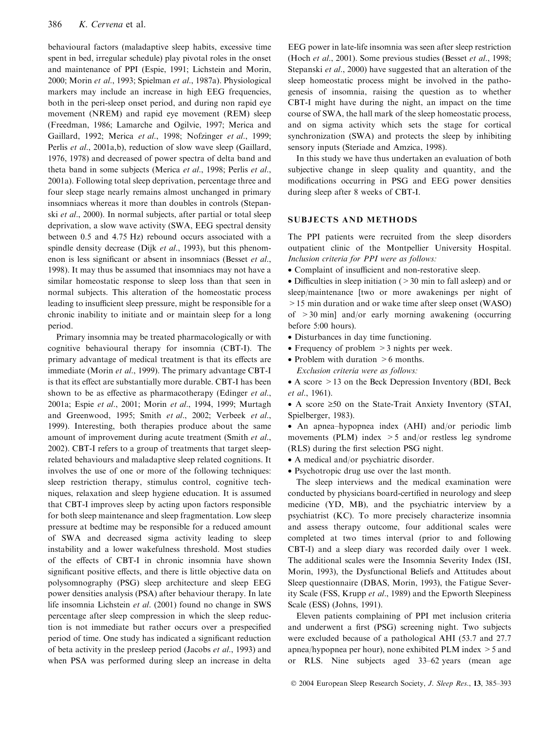behavioural factors (maladaptive sleep habits, excessive time spent in bed, irregular schedule) play pivotal roles in the onset and maintenance of PPI (Espie, 1991; Lichstein and Morin, 2000; Morin *et al*., 1993; Spielman *et al*., 1987a). Physiological markers may include an increase in high EEG frequencies, both in the peri-sleep onset period, and during non rapid eye movement (NREM) and rapid eye movement (REM) sleep (Freedman, 1986; Lamarche and Ogilvie, 1997; Merica and Gaillard, 1992; Merica *et al*., 1998; Nofzinger *et al*., 1999; Perlis *et al*., 2001a,b), reduction of slow wave sleep (Gaillard, 1976, 1978) and decreased of power spectra of delta band and theta band in some subjects (Merica *et al*., 1998; Perlis *et al*., 2001a). Following total sleep deprivation, percentage three and four sleep stage nearly remains almost unchanged in primary insomniacs whereas it more than doubles in controls (Stepanski *et al*., 2000). In normal subjects, after partial or total sleep deprivation, a slow wave activity (SWA, EEG spectral density between 0.5 and 4.75 Hz) rebound occurs associated with a spindle density decrease (Dijk *et al*., 1993), but this phenomenon is less significant or absent in insomniacs (Besset *et al*., 1998). It may thus be assumed that insomniacs may not have a similar homeostatic response to sleep loss than that seen in normal subjects. This alteration of the homeostatic process leading to insufficient sleep pressure, might be responsible for a chronic inability to initiate and or maintain sleep for a long period.

Primary insomnia may be treated pharmacologically or with cognitive behavioural therapy for insomnia (CBT-I). The primary advantage of medical treatment is that its effects are immediate (Morin *et al*., 1999). The primary advantage CBT-I is that its effect are substantially more durable. CBT-I has been shown to be as effective as pharmacotherapy (Edinger *et al*., 2001a; Espie *et al*., 2001; Morin *et al*., 1994, 1999; Murtagh and Greenwood, 1995; Smith *et al*., 2002; Verbeek *et al*., 1999). Interesting, both therapies produce about the same amount of improvement during acute treatment (Smith *et al*., 2002). CBT-I refers to a group of treatments that target sleep-related behaviours and maladaptive sleep related cognitions. It involves the use of one or more of the following techniques: sleep restriction therapy, stimulus control, cognitive techniques, relaxation and sleep hygiene education. It is assumed that CBT-I improves sleep by acting upon factors responsible for both sleep maintenance and sleep fragmentation. Low sleep pressure at bedtime may be responsible for a reduced amount of SWA and decreased sigma activity leading to sleep instability and a lower wakefulness threshold. Most studies of the effects of CBT-I in chronic insomnia have shown significant positive effects, and there is little objective data on polysomnography (PSG) sleep architecture and sleep EEG power densities analysis (PSA) after behaviour therapy. In late life insomnia Lichstein *et al*. (2001) found no change in SWS percentage after sleep compression in which the sleep reduction is not immediate but rather occurs over a prespecified period of time. One study has indicated a significant reduction of beta activity in the presleep period (Jacobs *et al*., 1993) and when PSA was performed during sleep an increase in delta EEG power in late-life insomnia was seen after sleep restriction (Hoch *et al*., 2001). Some previous studies (Besset *et al*., 1998; Stepanski *et al*., 2000) have suggested that an alteration of the sleep homeostatic process might be involved in the pathogenesis of insomnia, raising the question as to whether CBT-I might have during the night, an impact on the time course of SWA, the hall mark of the sleep homeostatic process, and on sigma activity which sets the stage for cortical synchronization (SWA) and protects the sleep by inhibiting sensory inputs (Steriade and Amzica, 1998).

In this study we have thus undertaken an evaluation of both subjective change in sleep quality and quantity, and the modifications occurring in PSG and EEG power densities during sleep after 8 weeks of CBT-I.

## SUBJECTS AND METHODS

The PPI patients were recruited from the sleep disorders outpatient clinic of the Montpellier University Hospital. *Inclusion criteria for PPI were as follows:*

- Complaint of insufficient and non-restorative sleep.
- Difficulties in sleep initiation (>30 min to fall asleep) and or sleep/maintenance [two or more awakenings per night of >15 min duration and or wake time after sleep onset (WASO) of >30 min] and/or early morning awakening (occurring before 5:00 hours).
- Disturbances in day time functioning.
- Frequency of problem >3 nights per week.
- Problem with duration >6 months.

*Exclusion criteria were as follows:*

- A score >13 on the Beck Depression Inventory (BDI, Beck *et al*., 1961).
- A score ≥50 on the State-Trait Anxiety Inventory (STAI, Spielberger, 1983).
- An apnea–hypopnea index (AHI) and/or periodic limb movements (PLM) index >5 and/or restless leg syndrome (RLS) during the first selection PSG night.
- A medical and/or psychiatric disorder.
- Psychotropic drug use over the last month.

The sleep interviews and the medical examination were conducted by physicians board-certified in neurology and sleep medicine (YD, MB), and the psychiatric interview by a psychiatrist (KC). To more precisely characterize insomnia and assess therapy outcome, four additional scales were completed at two times interval (prior to and following CBT-I) and a sleep diary was recorded daily over 1 week. The additional scales were the Insomnia Severity Index (ISI, Morin, 1993), the Dysfunctional Beliefs and Attitudes about Sleep questionnaire (DBAS, Morin, 1993), the Fatigue Severity Scale (FSS, Krupp *et al*., 1989) and the Epworth Sleepiness Scale (ESS) (Johns, 1991).

Eleven patients complaining of PPI met inclusion criteria and underwent a first (PSG) screening night. Two subjects were excluded because of a pathological AHI (53.7 and 27.7 apnea/hypopnea per hour), none exhibited PLM index >5 and or RLS. Nine subjects aged 33–62 years (mean age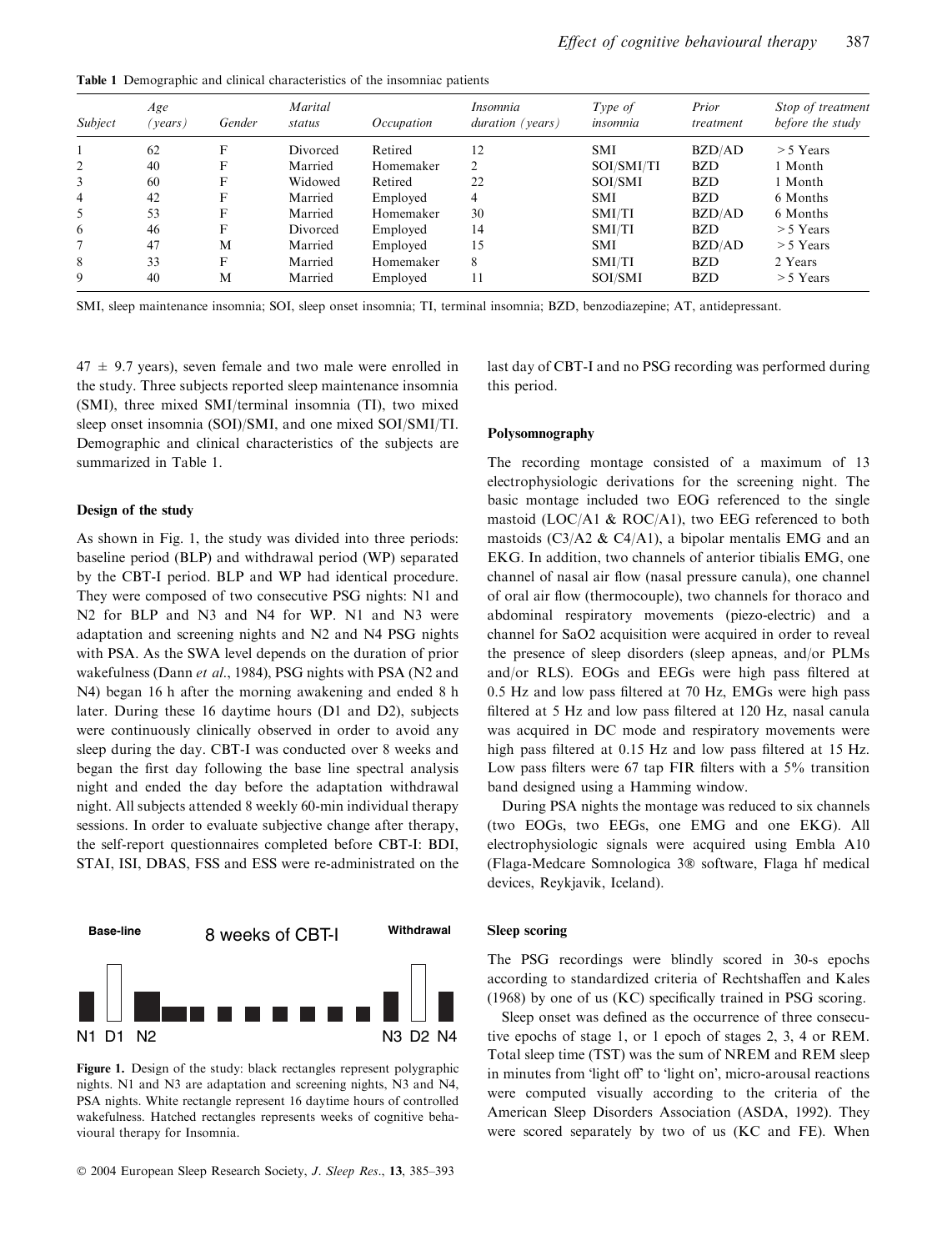**Table 1** Demographic and clinical characteristics of the insomniac patients

| Subject | Age (years) | Gender | Marital status | Occupation | Insomnia duration (years) | Type of insomnia | Prior treatment | Stop of treatment before the study |
|---|---|---|---|---|---|---|---|---|
| 1 | 62 | F | Divorced | Retired | 12 | SMI | BZD/AD | > 5 Years |
| 2 | 40 | F | Married | Homemaker | 2 | SOI/SMI/TI | BZD | 1 Month |
| 3 | 60 | F | Widowed | Retired | 22 | SOI/SMI | BZD | 1 Month |
| 4 | 42 | F | Married | Employed | 4 | SMI | BZD | 6 Months |
| 5 | 53 | F | Married | Homemaker | 30 | SMI/TI | BZD/AD | 6 Months |
| 6 | 46 | F | Divorced | Employed | 14 | SMI/TI | BZD | > 5 Years |
| 7 | 47 | M | Married | Employed | 15 | SMI | BZD/AD | > 5 Years |
| 8 | 33 | F | Married | Homemaker | 8 | SMI/TI | BZD | 2 Years |
| 9 | 40 | M | Married | Employed | 11 | SOI/SMI | BZD | > 5 Years |

SMI, sleep maintenance insomnia; SOI, sleep onset insomnia; TI, terminal insomnia; BZD, benzodiazepine; AT, antidepressant.

47 ± 9.7 years), seven female and two male were enrolled in the study. Three subjects reported sleep maintenance insomnia (SMI), three mixed SMI/terminal insomnia (TI), two mixed sleep onset insomnia (SOI)/SMI, and one mixed SOI/SMI/TI. Demographic and clinical characteristics of the subjects are summarized in Table 1.

### Design of the study

As shown in Fig. 1, the study was divided into three periods: baseline period (BLP) and withdrawal period (WP) separated by the CBT-I period. BLP and WP had identical procedure. They were composed of two consecutive PSG nights: N1 and N2 for BLP and N3 and N4 for WP. N1 and N3 were adaptation and screening nights and N2 and N4 PSG nights with PSA. As the SWA level depends on the duration of prior wakefulness (Dann *et al.*, 1984), PSG nights with PSA (N2 and N4) began 16 h after the morning awakening and ended 8 h later. During these 16 daytime hours (D1 and D2), subjects were continuously clinically observed in order to avoid any sleep during the day. CBT-I was conducted over 8 weeks and began the first day following the base line spectral analysis night and ended the day before the adaptation withdrawal night. All subjects attended 8 weekly 60-min individual therapy sessions. In order to evaluate subjective change after therapy, the self-report questionnaires completed before CBT-I: BDI, STAI, ISI, DBAS, FSS and ESS were re-administrated on the last day of CBT-I and no PSG recording was performed during this period.

**Figure 1.** Design of the study: black rectangles represent polygraphic nights. N1 and N3 are adaptation and screening nights, N3 and N4, PSA nights. White rectangle represent 16 daytime hours of controlled wakefulness. Hatched rectangles represents weeks of cognitive behavioural therapy for Insomnia.

### Polysomnography

The recording montage consisted of a maximum of 13 electrophysiologic derivations for the screening night. The basic montage included two EOG referenced to the single mastoid (LOC/A1 & ROC/A1), two EEG referenced to both mastoids (C3/A2 & C4/A1), a bipolar mentalis EMG and an EKG. In addition, two channels of anterior tibialis EMG, one channel of nasal air flow (nasal pressure canula), one channel of oral air flow (thermocouple), two channels for thoraco and abdominal respiratory movements (piezo-electric) and a channel for SaO2 acquisition were acquired in order to reveal the presence of sleep disorders (sleep apneas, and/or PLMs and/or RLS). EOGs and EEGs were high pass filtered at 0.5 Hz and low pass filtered at 70 Hz, EMGs were high pass filtered at 5 Hz and low pass filtered at 120 Hz, nasal canula was acquired in DC mode and respiratory movements were high pass filtered at 0.15 Hz and low pass filtered at 15 Hz. Low pass filters were 67 tap FIR filters with a 5% transition band designed using a Hamming window.

During PSA nights the montage was reduced to six channels (two EOGs, two EEGs, one EMG and one EKG). All electrophysiologic signals were acquired using Embla A10 (Flaga-Medcare Somnologica 3® software, Flaga hf medical devices, Reykjavik, Iceland).

### Sleep scoring

The PSG recordings were blindly scored in 30-s epochs according to standardized criteria of Rechtshaffen and Kales (1968) by one of us (KC) specifically trained in PSG scoring.

Sleep onset was defined as the occurrence of three consecutive epochs of stage 1, or 1 epoch of stages 2, 3, 4 or REM. Total sleep time (TST) was the sum of NREM and REM sleep in minutes from 'light off' to 'light on', micro-arousal reactions were computed visually according to the criteria of the American Sleep Disorders Association (ASDA, 1992). They were scored separately by two of us (KC and FE). When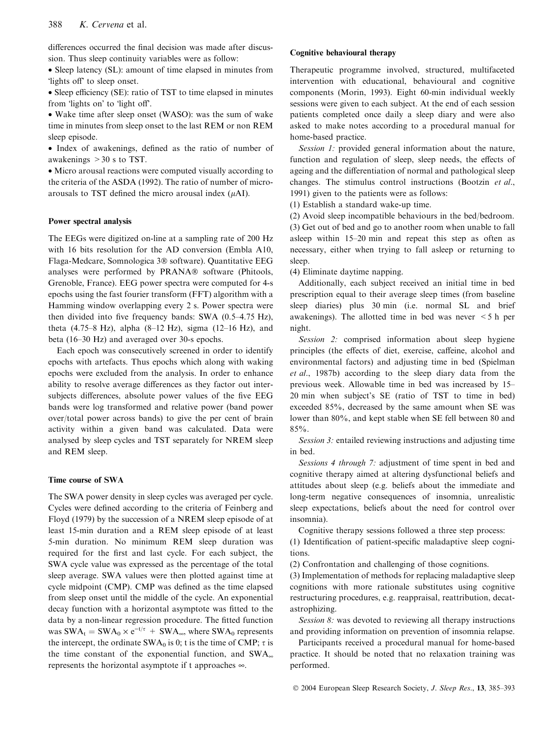differences occurred the final decision was made after discussion. Thus sleep continuity variables were as follow:

- Sleep latency (SL): amount of time elapsed in minutes from 'lights off' to sleep onset.
- Sleep efficiency (SE): ratio of TST to time elapsed in minutes from 'lights on' to 'light off'.
- Wake time after sleep onset (WASO): was the sum of wake time in minutes from sleep onset to the last REM or non REM sleep episode.
- Index of awakenings, defined as the ratio of number of awakenings > 30 s to TST.
- Micro arousal reactions were computed visually according to the criteria of the ASDA (1992). The ratio of number of microarousals to TST defined the micro arousal index ($\mu$AI).

### Power spectral analysis

The EEGs were digitized on-line at a sampling rate of 200 Hz with 16 bits resolution for the AD conversion (Embla A10, Flaga-Medcare, Somnologica 3® software). Quantitative EEG analyses were performed by PRANA® software (Phitools, Grenoble, France). EEG power spectra were computed for 4-s epochs using the fast fourier transform (FFT) algorithm with a Hamming window overlapping every 2 s. Power spectra were then divided into five frequency bands: SWA (0.5–4.75 Hz), theta (4.75–8 Hz), alpha (8–12 Hz), sigma (12–16 Hz), and beta (16–30 Hz) and averaged over 30-s epochs.

Each epoch was consecutively screened in order to identify epochs with artefacts. Thus epochs which along with waking epochs were excluded from the analysis. In order to enhance ability to resolve average differences as they factor out inter-subjects differences, absolute power values of the five EEG bands were log transformed and relative power (band power over/total power across bands) to give the per cent of brain activity within a given band was calculated. Data were analysed by sleep cycles and TST separately for NREM sleep and REM sleep.

### Time course of SWA

The SWA power density in sleep cycles was averaged per cycle. Cycles were defined according to the criteria of Feinberg and Floyd (1979) by the succession of a NREM sleep episode of at least 15-min duration and a REM sleep episode of at least 5-min duration. No minimum REM sleep duration was required for the first and last cycle. For each subject, the SWA cycle value was expressed as the percentage of the total sleep average. SWA values were then plotted against time at cycle midpoint (CMP). CMP was defined as the time elapsed from sleep onset until the middle of the cycle. An exponential decay function with a horizontal asymptote was fitted to the data by a non-linear regression procedure. The fitted function was $SWA_t = SWA_0 \times e^{-t/\tau} + SWA_\infty$, where $SWA_0$ represents the intercept, the ordinate $SWA_0$ is 0; t is the time of CMP; $\tau$ is the time constant of the exponential function, and $SWA_\infty$ represents the horizontal asymptote if t approaches $\infty$.

### Cognitive behavioural therapy

Therapeutic programme involved, structured, multifaceted intervention with educational, behavioural and cognitive components (Morin, 1993). Eight 60-min individual weekly sessions were given to each subject. At the end of each session patients completed once daily a sleep diary and were also asked to make notes according to a procedural manual for home-based practice.

*Session 1:* provided general information about the nature, function and regulation of sleep, sleep needs, the effects of ageing and the differentiation of normal and pathological sleep changes. The stimulus control instructions (Bootzin *et al*., 1991) given to the patients were as follows:

(1) Establish a standard wake-up time.
(2) Avoid sleep incompatible behaviours in the bed/bedroom.
(3) Get out of bed and go to another room when unable to fall asleep within 15–20 min and repeat this step as often as necessary, either when trying to fall asleep or returning to sleep.
(4) Eliminate daytime napping.

Additionally, each subject received an initial time in bed prescription equal to their average sleep times (from baseline sleep diaries) plus 30 min (i.e. normal SL and brief awakenings). The allotted time in bed was never < 5 h per night.

*Session 2:* comprised information about sleep hygiene principles (the effects of diet, exercise, caffeine, alcohol and environmental factors) and adjusting time in bed (Spielman *et al*., 1987b) according to the sleep diary data from the previous week. Allowable time in bed was increased by 15–20 min when subject's SE (ratio of TST to time in bed) exceeded 85%, decreased by the same amount when SE was lower than 80%, and kept stable when SE fell between 80 and 85%.

*Session 3:* entailed reviewing instructions and adjusting time in bed.

*Sessions 4 through 7:* adjustment of time spent in bed and cognitive therapy aimed at altering dysfunctional beliefs and attitudes about sleep (e.g. beliefs about the immediate and long-term negative consequences of insomnia, unrealistic sleep expectations, beliefs about the need for control over insomnia).

Cognitive therapy sessions followed a three step process:

(1) Identification of patient-specific maladaptive sleep cognitions.
(2) Confrontation and challenging of those cognitions.
(3) Implementation of methods for replacing maladaptive sleep cognitions with more rationale substitutes using cognitive restructuring procedures, e.g. reappraisal, reattribution, decatastrophizing.

*Session 8:* was devoted to reviewing all therapy instructions and providing information on prevention of insomnia relapse.

Participants received a procedural manual for home-based practice. It should be noted that no relaxation training was performed.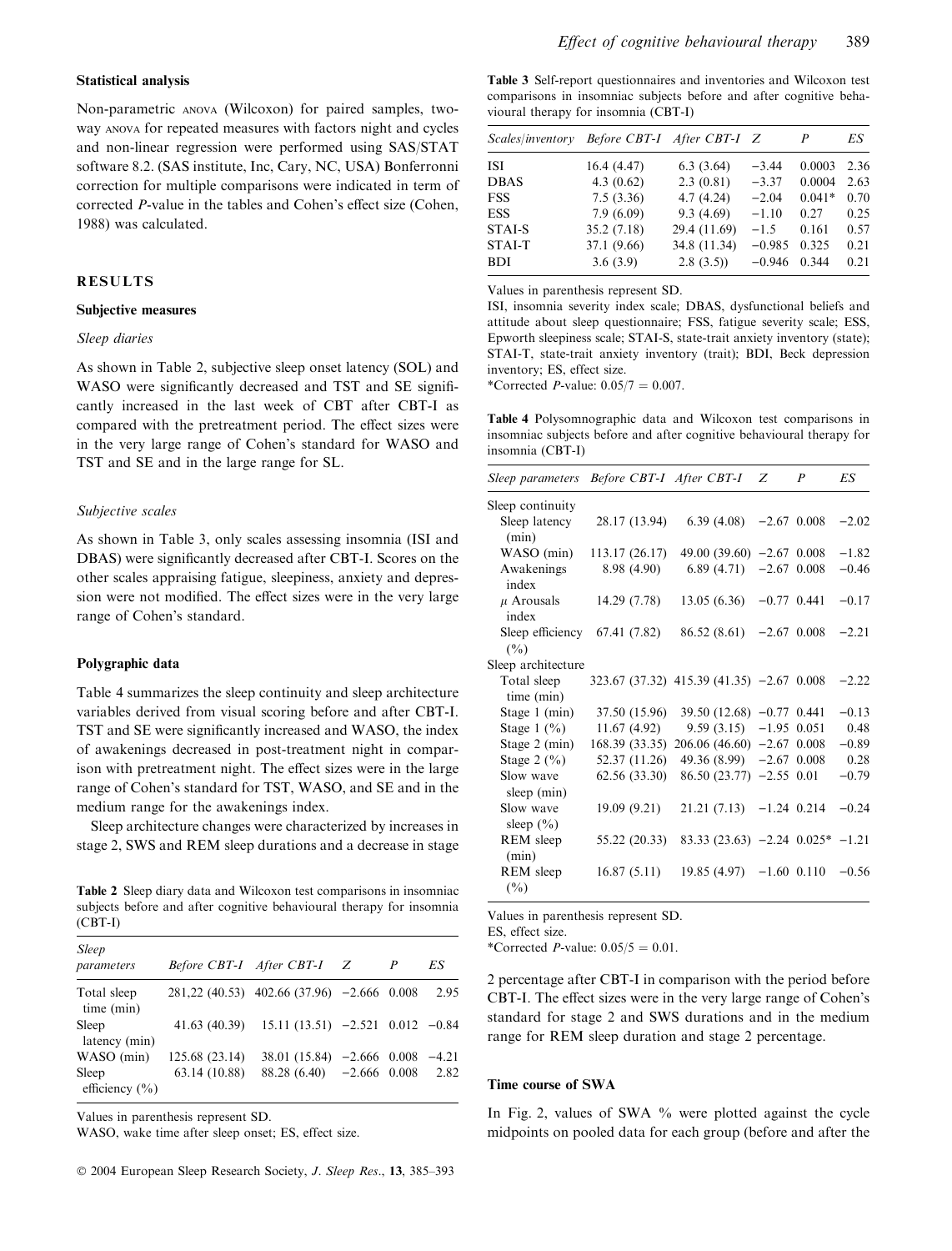### Statistical analysis

Non-parametric ANOVA (Wilcoxon) for paired samples, two-way ANOVA for repeated measures with factors night and cycles and non-linear regression were performed using SAS/STAT software 8.2. (SAS institute, Inc, Cary, NC, USA) Bonferronni correction for multiple comparisons were indicated in term of corrected *P*-value in the tables and Cohen's effect size (Cohen, 1988) was calculated.

## RESULTS

### Subjective measures

#### *Sleep diaries*

As shown in Table 2, subjective sleep onset latency (SOL) and WASO were significantly decreased and TST and SE significantly increased in the last week of CBT after CBT-I as compared with the pretreatment period. The effect sizes were in the very large range of Cohen's standard for WASO and TST and SE and in the large range for SL.

#### *Subjective scales*

As shown in Table 3, only scales assessing insomnia (ISI and DBAS) were significantly decreased after CBT-I. Scores on the other scales appraising fatigue, sleepiness, anxiety and depression were not modified. The effect sizes were in the very large range of Cohen's standard.

### Polygraphic data

Table 4 summarizes the sleep continuity and sleep architecture variables derived from visual scoring before and after CBT-I. TST and SE were significantly increased and WASO, the index of awakenings decreased in post-treatment night in comparison with pretreatment night. The effect sizes were in the large range of Cohen's standard for TST, WASO, and SE and in the medium range for the awakenings index.

Sleep architecture changes were characterized by increases in stage 2, SWS and REM sleep durations and a decrease in stage 2 percentage after CBT-I in comparison with the period before CBT-I. The effect sizes were in the very large range of Cohen's standard for stage 2 and SWS durations and in the medium range for REM sleep duration and stage 2 percentage.

**Table 2** Sleep diary data and Wilcoxon test comparisons in insomniac subjects before and after cognitive behavioural therapy for insomnia (CBT-I)

| *Sleep parameters* | *Before CBT-I* | *After CBT-I* | *Z* | *P* | *ES* |
|---|---|---|---|---|---|
| Total sleep time (min) | 281,22 (40.53) | 402.66 (37.96) | −2.666 | 0.008 | 2.95 |
| Sleep latency (min) | 41.63 (40.39) | 15.11 (13.51) | −2.521 | 0.012 | −0.84 |
| WASO (min) | 125.68 (23.14) | 38.01 (15.84) | −2.666 | 0.008 | −4.21 |
| Sleep efficiency (%) | 63.14 (10.88) | 88.28 (6.40) | −2.666 | 0.008 | 2.82 |

Values in parenthesis represent SD.
WASO, wake time after sleep onset; ES, effect size.

**Table 3** Self-report questionnaires and inventories and Wilcoxon test comparisons in insomniac subjects before and after cognitive behavioural therapy for insomnia (CBT-I)

| *Scales/inventory* | *Before CBT-I* | *After CBT-I* | *Z* | *P* | *ES* |
|---|---|---|---|---|---|
| ISI | 16.4 (4.47) | 6.3 (3.64) | −3.44 | 0.0003 | 2.36 |
| DBAS | 4.3 (0.62) | 2.3 (0.81) | −3.37 | 0.0004 | 2.63 |
| FSS | 7.5 (3.36) | 4.7 (4.24) | −2.04 | 0.041* | 0.70 |
| ESS | 7.9 (6.09) | 9.3 (4.69) | −1.10 | 0.27 | 0.25 |
| STAI-S | 35.2 (7.18) | 29.4 (11.69) | −1.5 | 0.161 | 0.57 |
| STAI-T | 37.1 (9.66) | 34.8 (11.34) | −0.985 | 0.325 | 0.21 |
| BDI | 3.6 (3.9) | 2.8 (3.5)) | −0.946 | 0.344 | 0.21 |

Values in parenthesis represent SD.
ISI, insomnia severity index scale; DBAS, dysfunctional beliefs and attitude about sleep questionnaire; FSS, fatigue severity scale; ESS, Epworth sleepiness scale; STAI-S, state-trait anxiety inventory (state); STAI-T, state-trait anxiety inventory (trait); BDI, Beck depression inventory; ES, effect size.
*Corrected *P*-value: 0.05/7 = 0.007.

**Table 4** Polysomnographic data and Wilcoxon test comparisons in insomniac subjects before and after cognitive behavioural therapy for insomnia (CBT-I)

| *Sleep parameters* | *Before CBT-I* | *After CBT-I* | *Z* | *P* | *ES* |
|---|---|---|---|---|---|
| Sleep continuity | | | | | |
| Sleep latency (min) | 28.17 (13.94) | 6.39 (4.08) | −2.67 | 0.008 | −2.02 |
| WASO (min) | 113.17 (26.17) | 49.00 (39.60) | −2.67 | 0.008 | −1.82 |
| Awakenings index | 8.98 (4.90) | 6.89 (4.71) | −2.67 | 0.008 | −0.46 |
| $\mu$ Arousals index | 14.29 (7.78) | 13.05 (6.36) | −0.77 | 0.441 | −0.17 |
| Sleep efficiency (%) | 67.41 (7.82) | 86.52 (8.61) | −2.67 | 0.008 | −2.21 |
| Sleep architecture | | | | | |
| Total sleep time (min) | 323.67 (37.32) | 415.39 (41.35) | −2.67 | 0.008 | −2.22 |
| Stage 1 (min) | 37.50 (15.96) | 39.50 (12.68) | −0.77 | 0.441 | −0.13 |
| Stage 1 (%) | 11.67 (4.92) | 9.59 (3.15) | −1.95 | 0.051 | 0.48 |
| Stage 2 (min) | 168.39 (33.35) | 206.06 (46.60) | −2.67 | 0.008 | −0.89 |
| Stage 2 (%) | 52.37 (11.26) | 49.36 (8.99) | −2.67 | 0.008 | 0.28 |
| Slow wave sleep (min) | 62.56 (33.30) | 86.50 (23.77) | −2.55 | 0.01 | −0.79 |
| Slow wave sleep (%) | 19.09 (9.21) | 21.21 (7.13) | −1.24 | 0.214 | −0.24 |
| REM sleep (min) | 55.22 (20.33) | 83.33 (23.63) | −2.24 | 0.025* | −1.21 |
| REM sleep (%) | 16.87 (5.11) | 19.85 (4.97) | −1.60 | 0.110 | −0.56 |

Values in parenthesis represent SD.
ES, effect size.
*Corrected *P*-value: 0.05/5 = 0.01.

### Time course of SWA

In Fig. 2, values of SWA % were plotted against the cycle midpoints on pooled data for each group (before and after the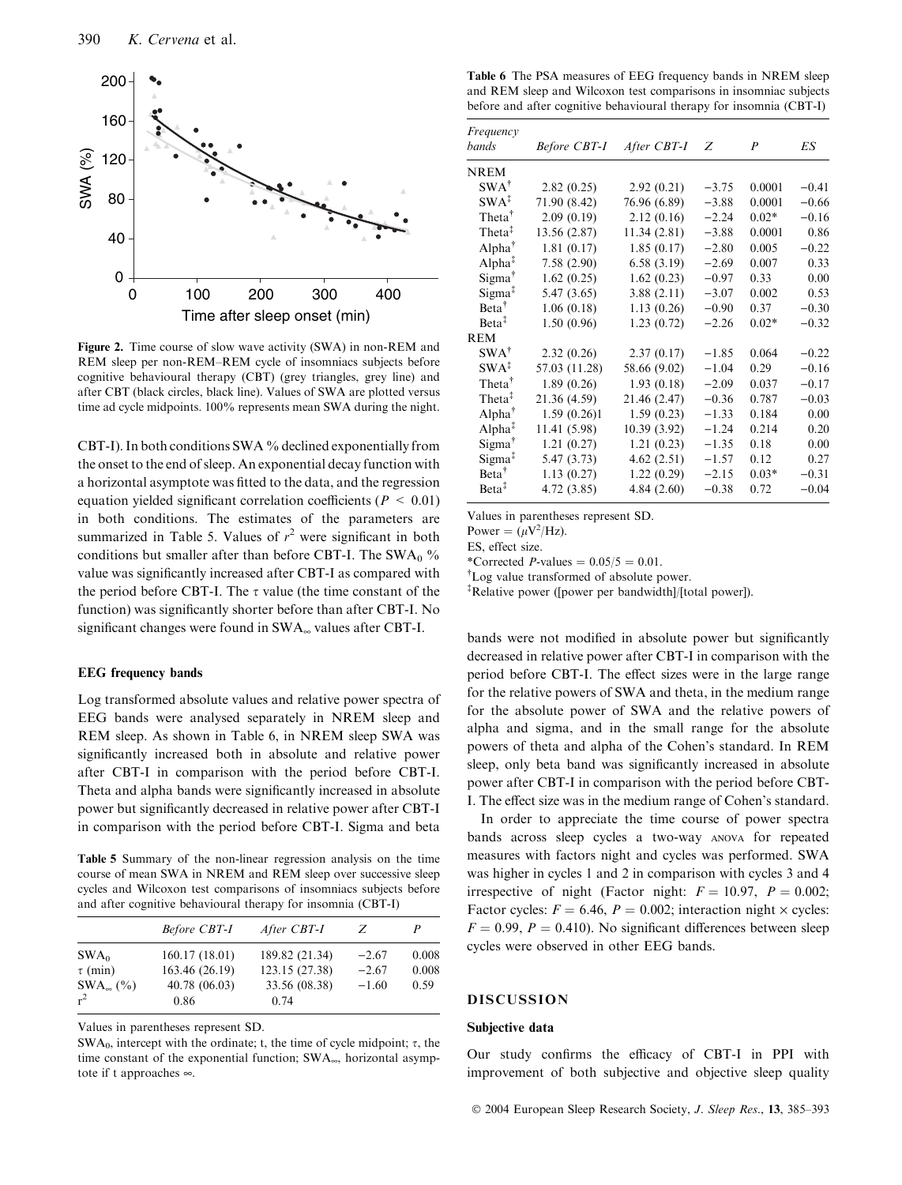Figure 2. Time course of slow wave activity (SWA) in non-REM and REM sleep per non-REM–REM cycle of insomniacs subjects before cognitive behavioural therapy (CBT) (grey triangles, grey line) and after CBT (black circles, black line). Values of SWA are plotted versus time ad cycle midpoints. 100% represents mean SWA during the night.

CBT-I). In both conditions SWA % declined exponentially from the onset to the end of sleep. An exponential decay function with a horizontal asymptote was fitted to the data, and the regression equation yielded significant correlation coefficients ($P < 0.01$) in both conditions. The estimates of the parameters are summarized in Table 5. Values of $r^2$ were significant in both conditions but smaller after than before CBT-I. The $SWA_0$ % value was significantly increased after CBT-I as compared with the period before CBT-I. The $\tau$ value (the time constant of the function) was significantly shorter before than after CBT-I. No significant changes were found in $SWA_\infty$ values after CBT-I.

### EEG frequency bands

Log transformed absolute values and relative power spectra of EEG bands were analysed separately in NREM sleep and REM sleep. As shown in Table 6, in NREM sleep SWA was significantly increased both in absolute and relative power after CBT-I in comparison with the period before CBT-I. Theta and alpha bands were significantly increased in absolute power but significantly decreased in relative power after CBT-I in comparison with the period before CBT-I. Sigma and beta bands were not modified in absolute power but significantly decreased in relative power after CBT-I in comparison with the period before CBT-I. The effect sizes were in the large range for the relative powers of SWA and theta, in the medium range for the absolute power of SWA and the relative powers of alpha and sigma, and in the small range for the absolute powers of theta and alpha of the Cohen's standard. In REM sleep, only beta band was significantly increased in absolute power after CBT-I in comparison with the period before CBT-I. The effect size was in the medium range of Cohen's standard.

In order to appreciate the time course of power spectra bands across sleep cycles a two-way ANOVA for repeated measures with factors night and cycles was performed. SWA was higher in cycles 1 and 2 in comparison with cycles 3 and 4 irrespective of night (Factor night: $F = 10.97$, $P = 0.002$; Factor cycles: $F = 6.46$, $P = 0.002$; interaction night × cycles: $F = 0.99$, $P = 0.410$). No significant differences between sleep cycles were observed in other EEG bands.

**Table 5** Summary of the non-linear regression analysis on the time course of mean SWA in NREM and REM sleep over successive sleep cycles and Wilcoxon test comparisons of insomniacs subjects before and after cognitive behavioural therapy for insomnia (CBT-I)

| | *Before CBT-I* | *After CBT-I* | *Z* | *P* |
|---|---|---|---|---|
| $SWA_0$ | 160.17 (18.01) | 189.82 (21.34) | −2.67 | 0.008 |
| $\tau$ (min) | 163.46 (26.19) | 123.15 (27.38) | −2.67 | 0.008 |
| $SWA_\infty$ (%) | 40.78 (06.03) | 33.56 (08.38) | −1.60 | 0.59 |
| $r^2$ | 0.86 | 0.74 | | |

Values in parentheses represent SD.

$SWA_0$, intercept with the ordinate; t, the time of cycle midpoint; $\tau$, the time constant of the exponential function; $SWA_\infty$, horizontal asymptote if t approaches $\infty$.

**Table 6** The PSA measures of EEG frequency bands in NREM sleep and REM sleep and Wilcoxon test comparisons in insomniac subjects before and after cognitive behavioural therapy for insomnia (CBT-I)

| *Frequency bands* | *Before CBT-I* | *After CBT-I* | *Z* | *P* | *ES* |
|---|---|---|---|---|---|
| NREM | | | | | |
| SWA[†] | 2.82 (0.25) | 2.92 (0.21) | −3.75 | 0.0001 | −0.41 |
| SWA[‡] | 71.90 (8.42) | 76.96 (6.89) | −3.88 | 0.0001 | −0.66 |
| Theta[†] | 2.09 (0.19) | 2.12 (0.16) | −2.24 | 0.02* | −0.16 |
| Theta[‡] | 13.56 (2.87) | 11.34 (2.81) | −3.88 | 0.0001 | 0.86 |
| Alpha[†] | 1.81 (0.17) | 1.85 (0.17) | −2.80 | 0.005 | −0.22 |
| Alpha[‡] | 7.58 (2.90) | 6.58 (3.19) | −2.69 | 0.007 | 0.33 |
| Sigma[†] | 1.62 (0.25) | 1.62 (0.23) | −0.97 | 0.33 | 0.00 |
| Sigma[‡] | 5.47 (3.65) | 3.88 (2.11) | −3.07 | 0.002 | 0.53 |
| Beta[†] | 1.06 (0.18) | 1.13 (0.26) | −0.90 | 0.37 | −0.30 |
| Beta[‡] | 1.50 (0.96) | 1.23 (0.72) | −2.26 | 0.02* | −0.32 |
| REM | | | | | |
| SWA[†] | 2.32 (0.26) | 2.37 (0.17) | −1.85 | 0.064 | −0.22 |
| SWA[‡] | 57.03 (11.28) | 58.66 (9.02) | −1.04 | 0.29 | −0.16 |
| Theta[†] | 1.89 (0.26) | 1.93 (0.18) | −2.09 | 0.037 | −0.17 |
| Theta[‡] | 21.36 (4.59) | 21.46 (2.47) | −0.36 | 0.787 | −0.03 |
| Alpha[†] | 1.59 (0.26)1 | 1.59 (0.23) | −1.33 | 0.184 | 0.00 |
| Alpha[‡] | 11.41 (5.98) | 10.39 (3.92) | −1.24 | 0.214 | 0.20 |
| Sigma[†] | 1.21 (0.27) | 1.21 (0.23) | −1.35 | 0.18 | 0.00 |
| Sigma[‡] | 5.47 (3.73) | 4.62 (2.51) | −1.57 | 0.12 | 0.27 |
| Beta[†] | 1.13 (0.27) | 1.22 (0.29) | −2.15 | 0.03* | −0.31 |
| Beta[‡] | 4.72 (3.85) | 4.84 (2.60) | −0.38 | 0.72 | −0.04 |

Values in parentheses represent SD.

Power = ($\mu V^2$/Hz).

ES, effect size.

*Corrected $P$-values = 0.05/5 = 0.01.

[†]Log value transformed of absolute power.

[‡]Relative power ([power per bandwidth]/[total power]).

## DISCUSSION

### Subjective data

Our study confirms the efficacy of CBT-I in PPI with improvement of both subjective and objective sleep quality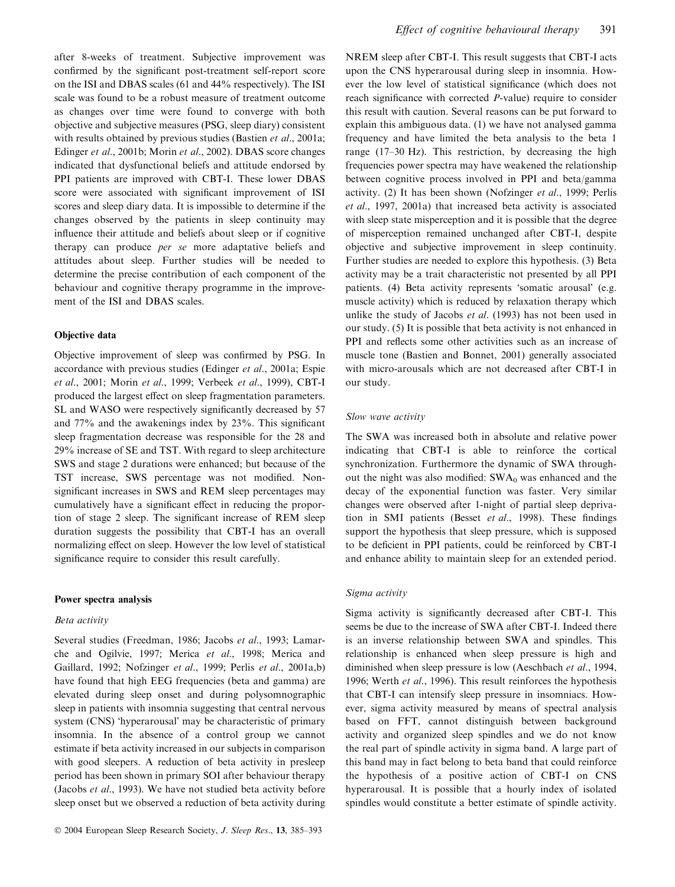after 8-weeks of treatment. Subjective improvement was confirmed by the significant post-treatment self-report score on the ISI and DBAS scales (61 and 44% respectively). The ISI scale was found to be a robust measure of treatment outcome as changes over time were found to converge with both objective and subjective measures (PSG, sleep diary) consistent with results obtained by previous studies (Bastien *et al*., 2001a; Edinger *et al*., 2001b; Morin *et al*., 2002). DBAS score changes indicated that dysfunctional beliefs and attitude endorsed by PPI patients are improved with CBT-I. These lower DBAS score were associated with significant improvement of ISI scores and sleep diary data. It is impossible to determine if the changes observed by the patients in sleep continuity may influence their attitude and beliefs about sleep or if cognitive therapy can produce *per se* more adaptative beliefs and attitudes about sleep. Further studies will be needed to determine the precise contribution of each component of the behaviour and cognitive therapy programme in the improvement of the ISI and DBAS scales.

### Objective data

Objective improvement of sleep was confirmed by PSG. In accordance with previous studies (Edinger *et al*., 2001a; Espie *et al*., 2001; Morin *et al*., 1999; Verbeek *et al*., 1999), CBT-I produced the largest effect on sleep fragmentation parameters. SL and WASO were respectively significantly decreased by 57 and 77% and the awakenings index by 23%. This significant sleep fragmentation decrease was responsible for the 28 and 29% increase of SE and TST. With regard to sleep architecture SWS and stage 2 durations were enhanced; but because of the TST increase, SWS percentage was not modified. Non-significant increases in SWS and REM sleep percentages may cumulatively have a significant effect in reducing the proportion of stage 2 sleep. The significant increase of REM sleep duration suggests the possibility that CBT-I has an overall normalizing effect on sleep. However the low level of statistical significance require to consider this result carefully.

### Power spectra analysis

#### *Beta activity*

Several studies (Freedman, 1986; Jacobs *et al*., 1993; Lamarche and Ogilvie, 1997; Merica *et al*., 1998; Merica and Gaillard, 1992; Nofzinger *et al*., 1999; Perlis *et al*., 2001a,b) have found that high EEG frequencies (beta and gamma) are elevated during sleep onset and during polysomnographic sleep in patients with insomnia suggesting that central nervous system (CNS) 'hyperarousal' may be characteristic of primary insomnia. In the absence of a control group we cannot estimate if beta activity increased in our subjects in comparison with good sleepers. A reduction of beta activity in presleep period has been shown in primary SOI after behaviour therapy (Jacobs *et al*., 1993). We have not studied beta activity before sleep onset but we observed a reduction of beta activity during NREM sleep after CBT-I. This result suggests that CBT-I acts upon the CNS hyperarousal during sleep in insomnia. However the low level of statistical significance (which does not reach significance with corrected *P*-value) require to consider this result with caution. Several reasons can be put forward to explain this ambiguous data. (1) we have not analysed gamma frequency and have limited the beta analysis to the beta 1 range (17–30 Hz). This restriction, by decreasing the high frequencies power spectra may have weakened the relationship between cognitive process involved in PPI and beta/gamma activity. (2) It has been shown (Nofzinger *et al*., 1999; Perlis *et al*., 1997, 2001a) that increased beta activity is associated with sleep state misperception and it is possible that the degree of misperception remained unchanged after CBT-I, despite objective and subjective improvement in sleep continuity. Further studies are needed to explore this hypothesis. (3) Beta activity may be a trait characteristic not presented by all PPI patients. (4) Beta activity represents 'somatic arousal' (e.g. muscle activity) which is reduced by relaxation therapy which unlike the study of Jacobs *et al*. (1993) has not been used in our study. (5) It is possible that beta activity is not enhanced in PPI and reflects some other activities such as an increase of muscle tone (Bastien and Bonnet, 2001) generally associated with micro-arousals which are not decreased after CBT-I in our study.

#### *Slow wave activity*

The SWA was increased both in absolute and relative power indicating that CBT-I is able to reinforce the cortical synchronization. Furthermore the dynamic of SWA throughout the night was also modified: $SWA_0$ was enhanced and the decay of the exponential function was faster. Very similar changes were observed after 1-night of partial sleep deprivation in SMI patients (Besset *et al*., 1998). These findings support the hypothesis that sleep pressure, which is supposed to be deficient in PPI patients, could be reinforced by CBT-I and enhance ability to maintain sleep for an extended period.

#### *Sigma activity*

Sigma activity is significantly decreased after CBT-I. This seems be due to the increase of SWA after CBT-I. Indeed there is an inverse relationship between SWA and spindles. This relationship is enhanced when sleep pressure is high and diminished when sleep pressure is low (Aeschbach *et al*., 1994, 1996; Werth *et al*., 1996). This result reinforces the hypothesis that CBT-I can intensify sleep pressure in insomniacs. However, sigma activity measured by means of spectral analysis based on FFT, cannot distinguish between background activity and organized sleep spindles and we do not know the real part of spindle activity in sigma band. A large part of this band may in fact belong to beta band that could reinforce the hypothesis of a positive action of CBT-I on CNS hyperarousal. It is possible that a hourly index of isolated spindles would constitute a better estimate of spindle activity.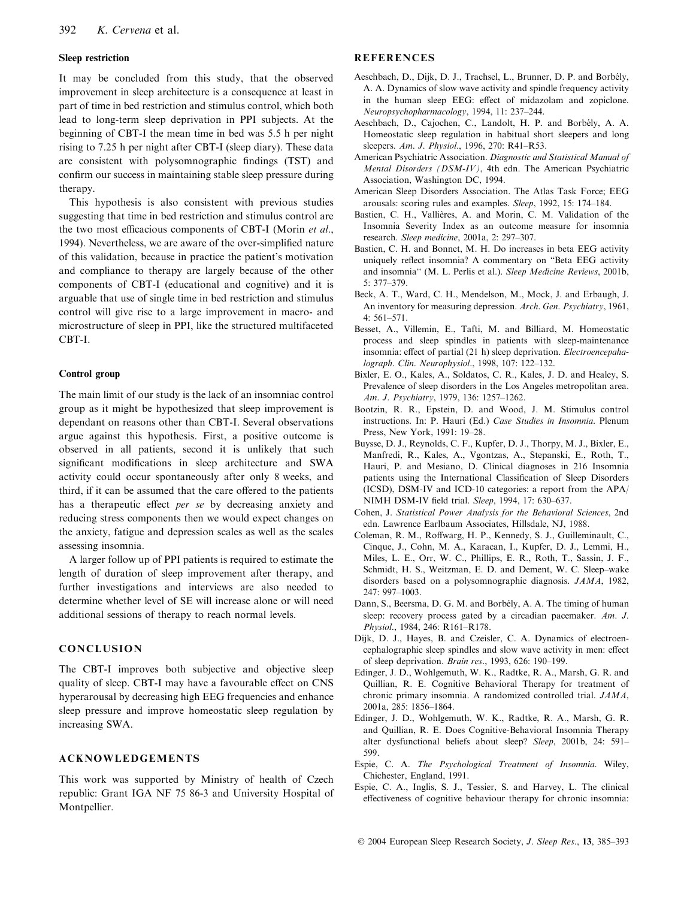### Sleep restriction

It may be concluded from this study, that the observed improvement in sleep architecture is a consequence at least in part of time in bed restriction and stimulus control, which both lead to long-term sleep deprivation in PPI subjects. At the beginning of CBT-I the mean time in bed was 5.5 h per night rising to 7.25 h per night after CBT-I (sleep diary). These data are consistent with polysomnographic findings (TST) and confirm our success in maintaining stable sleep pressure during therapy.

This hypothesis is also consistent with previous studies suggesting that time in bed restriction and stimulus control are the two most efficacious components of CBT-I (Morin *et al*., 1994). Nevertheless, we are aware of the over-simplified nature of this validation, because in practice the patient's motivation and compliance to therapy are largely because of the other components of CBT-I (educational and cognitive) and it is arguable that use of single time in bed restriction and stimulus control will give rise to a large improvement in macro- and microstructure of sleep in PPI, like the structured multifaceted CBT-I.

### Control group

The main limit of our study is the lack of an insomniac control group as it might be hypothesized that sleep improvement is dependant on reasons other than CBT-I. Several observations argue against this hypothesis. First, a positive outcome is observed in all patients, second it is unlikely that such significant modifications in sleep architecture and SWA activity could occur spontaneously after only 8 weeks, and third, if it can be assumed that the care offered to the patients has a therapeutic effect *per se* by decreasing anxiety and reducing stress components then we would expect changes on the anxiety, fatigue and depression scales as well as the scales assessing insomnia.

A larger follow up of PPI patients is required to estimate the length of duration of sleep improvement after therapy, and further investigations and interviews are also needed to determine whether level of SE will increase alone or will need additional sessions of therapy to reach normal levels.

## CONCLUSION

The CBT-I improves both subjective and objective sleep quality of sleep. CBT-I may have a favourable effect on CNS hyperarousal by decreasing high EEG frequencies and enhance sleep pressure and improve homeostatic sleep regulation by increasing SWA.

## ACKNOWLEDGEMENTS

This work was supported by Ministry of health of Czech republic: Grant IGA NF 75 86-3 and University Hospital of Montpellier.

## REFERENCES

Aeschbach, D., Dijk, D. J., Trachsel, L., Brunner, D. P. and Borbély, A. A. Dynamics of slow wave activity and spindle frequency activity in the human sleep EEG: effect of midazolam and zopiclone. *Neuropsychopharmacology*, 1994, 11: 237–244.

Aeschbach, D., Cajochen, C., Landolt, H. P. and Borbély, A. A. Homeostatic sleep regulation in habitual short sleepers and long sleepers. *Am. J. Physiol*., 1996, 270: R41–R53.

American Psychiatric Association. *Diagnostic and Statistical Manual of Mental Disorders (DSM-IV)*, 4th edn. The American Psychiatric Association, Washington DC, 1994.

American Sleep Disorders Association. The Atlas Task Force; EEG arousals: scoring rules and examples. *Sleep*, 1992, 15: 174–184.

Bastien, C. H., Vallières, A. and Morin, C. M. Validation of the Insomnia Severity Index as an outcome measure for insomnia research. *Sleep medicine*, 2001a, 2: 297–307.

Bastien, C. H. and Bonnet, M. H. Do increases in beta EEG activity uniquely reflect insomnia? A commentary on "Beta EEG activity and insomnia" (M. L. Perlis et al.). *Sleep Medicine Reviews*, 2001b, 5: 377–379.

Beck, A. T., Ward, C. H., Mendelson, M., Mock, J. and Erbaugh, J. An inventory for measuring depression. *Arch. Gen. Psychiatry*, 1961, 4: 561–571.

Besset, A., Villemin, E., Tafti, M. and Billiard, M. Homeostatic process and sleep spindles in patients with sleep-maintenance insomnia: effect of partial (21 h) sleep deprivation. *Electroencepahalograph. Clin. Neurophysiol*., 1998, 107: 122–132.

Bixler, E. O., Kales, A., Soldatos, C. R., Kales, J. D. and Healey, S. Prevalence of sleep disorders in the Los Angeles metropolitan area. *Am. J. Psychiatry*, 1979, 136: 1257–1262.

Bootzin, R. R., Epstein, D. and Wood, J. M. Stimulus control instructions. In: P. Hauri (Ed.) *Case Studies in Insomnia*. Plenum Press, New York, 1991: 19–28.

Buysse, D. J., Reynolds, C. F., Kupfer, D. J., Thorpy, M. J., Bixler, E., Manfredi, R., Kales, A., Vgontzas, A., Stepanski, E., Roth, T., Hauri, P. and Mesiano, D. Clinical diagnoses in 216 Insomnia patients using the International Classification of Sleep Disorders (ICSD), DSM-IV and ICD-10 categories: a report from the APA/NIMH DSM-IV field trial. *Sleep*, 1994, 17: 630–637.

Cohen, J. *Statistical Power Analysis for the Behavioral Sciences*, 2nd edn. Lawrence Earlbaum Associates, Hillsdale, NJ, 1988.

Coleman, R. M., Roffwarg, H. P., Kennedy, S. J., Guilleminault, C., Cinque, J., Cohn, M. A., Karacan, I., Kupfer, D. J., Lemmi, H., Miles, L. E., Orr, W. C., Phillips, E. R., Roth, T., Sassin, J. F., Schmidt, H. S., Weitzman, E. D. and Dement, W. C. Sleep–wake disorders based on a polysomnographic diagnosis. *JAMA*, 1982, 247: 997–1003.

Dann, S., Beersma, D. G. M. and Borbély, A. A. The timing of human sleep: recovery process gated by a circadian pacemaker. *Am. J. Physiol*., 1984, 246: R161–R178.

Dijk, D. J., Hayes, B. and Czeisler, C. A. Dynamics of electroencephalographic sleep spindles and slow wave activity in men: effect of sleep deprivation. *Brain res*., 1993, 626: 190–199.

Edinger, J. D., Wohlgemuth, W. K., Radtke, R. A., Marsh, G. R. and Quillian, R. E. Cognitive Behavioral Therapy for treatment of chronic primary insomnia. A randomized controlled trial. *JAMA*, 2001a, 285: 1856–1864.

Edinger, J. D., Wohlgemuth, W. K., Radtke, R. A., Marsh, G. R. and Quillian, R. E. Does Cognitive-Behavioral Insomnia Therapy alter dysfunctional beliefs about sleep? *Sleep*, 2001b, 24: 591–599.

Espie, C. A. *The Psychological Treatment of Insomnia*. Wiley, Chichester, England, 1991.

Espie, C. A., Inglis, S. J., Tessier, S. and Harvey, L. The clinical effectiveness of cognitive behaviour therapy for chronic insomnia: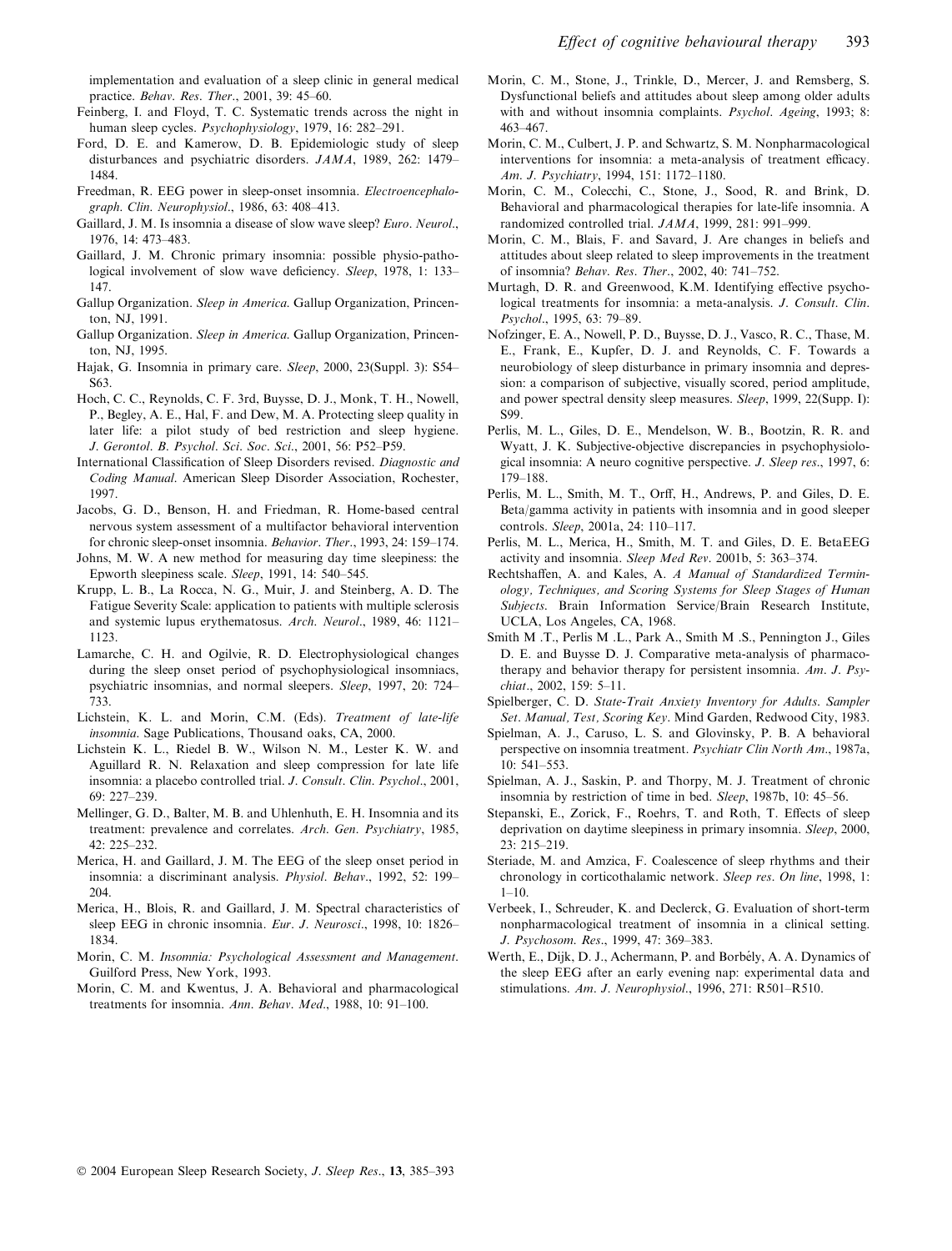implementation and evaluation of a sleep clinic in general medical practice. *Behav. Res. Ther.*, 2001, 39: 45–60.

Feinberg, I. and Floyd, T. C. Systematic trends across the night in human sleep cycles. *Psychophysiology*, 1979, 16: 282–291.

Ford, D. E. and Kamerow, D. B. Epidemiologic study of sleep disturbances and psychiatric disorders. *JAMA*, 1989, 262: 1479–1484.

Freedman, R. EEG power in sleep-onset insomnia. *Electroencephalograph. Clin. Neurophysiol.*, 1986, 63: 408–413.

Gaillard, J. M. Is insomnia a disease of slow wave sleep? *Euro. Neurol.*, 1976, 14: 473–483.

Gaillard, J. M. Chronic primary insomnia: possible physio-pathological involvement of slow wave deficiency. *Sleep*, 1978, 1: 133–147.

Gallup Organization. *Sleep in America.* Gallup Organization, Princenton, NJ, 1991.

Gallup Organization. *Sleep in America.* Gallup Organization, Princenton, NJ, 1995.

Hajak, G. Insomnia in primary care. *Sleep*, 2000, 23(Suppl. 3): S54–S63.

Hoch, C. C., Reynolds, C. F. 3rd, Buysse, D. J., Monk, T. H., Nowell, P., Begley, A. E., Hal, F. and Dew, M. A. Protecting sleep quality in later life: a pilot study of bed restriction and sleep hygiene. *J. Gerontol. B. Psychol. Sci. Soc. Sci.*, 2001, 56: P52–P59.

International Classification of Sleep Disorders revised. *Diagnostic and Coding Manual*. American Sleep Disorder Association, Rochester, 1997.

Jacobs, G. D., Benson, H. and Friedman, R. Home-based central nervous system assessment of a multifactor behavioral intervention for chronic sleep-onset insomnia. *Behavior. Ther.*, 1993, 24: 159–174.

Johns, M. W. A new method for measuring day time sleepiness: the Epworth sleepiness scale. *Sleep*, 1991, 14: 540–545.

Krupp, L. B., La Rocca, N. G., Muir, J. and Steinberg, A. D. The Fatigue Severity Scale: application to patients with multiple sclerosis and systemic lupus erythematosus. *Arch. Neurol.*, 1989, 46: 1121–1123.

Lamarche, C. H. and Ogilvie, R. D. Electrophysiological changes during the sleep onset period of psychophysiological insomniacs, psychiatric insomnias, and normal sleepers. *Sleep*, 1997, 20: 724–733.

Lichstein, K. L. and Morin, C.M. (Eds). *Treatment of late-life insomnia.* Sage Publications, Thousand oaks, CA, 2000.

Lichstein K. L., Riedel B. W., Wilson N. M., Lester K. W. and Aguillard R. N. Relaxation and sleep compression for late life insomnia: a placebo controlled trial. *J. Consult. Clin. Psychol.*, 2001, 69: 227–239.

Mellinger, G. D., Balter, M. B. and Uhlenhuth, E. H. Insomnia and its treatment: prevalence and correlates. *Arch. Gen. Psychiatry*, 1985, 42: 225–232.

Merica, H. and Gaillard, J. M. The EEG of the sleep onset period in insomnia: a discriminant analysis. *Physiol. Behav.*, 1992, 52: 199–204.

Merica, H., Blois, R. and Gaillard, J. M. Spectral characteristics of sleep EEG in chronic insomnia. *Eur. J. Neurosci.*, 1998, 10: 1826–1834.

Morin, C. M. *Insomnia: Psychological Assessment and Management*. Guilford Press, New York, 1993.

Morin, C. M. and Kwentus, J. A. Behavioral and pharmacological treatments for insomnia. *Ann. Behav. Med.*, 1988, 10: 91–100.

Morin, C. M., Stone, J., Trinkle, D., Mercer, J. and Remsberg, S. Dysfunctional beliefs and attitudes about sleep among older adults with and without insomnia complaints. *Psychol. Ageing*, 1993; 8: 463–467.

Morin, C. M., Culbert, J. P. and Schwartz, S. M. Nonpharmacological interventions for insomnia: a meta-analysis of treatment efficacy. *Am. J. Psychiatry*, 1994, 151: 1172–1180.

Morin, C. M., Colecchi, C., Stone, J., Sood, R. and Brink, D. Behavioral and pharmacological therapies for late-life insomnia. A randomized controlled trial. *JAMA*, 1999, 281: 991–999.

Morin, C. M., Blais, F. and Savard, J. Are changes in beliefs and attitudes about sleep related to sleep improvements in the treatment of insomnia? *Behav. Res. Ther.*, 2002, 40: 741–752.

Murtagh, D. R. and Greenwood, K.M. Identifying effective psychological treatments for insomnia: a meta-analysis. *J. Consult. Clin. Psychol.*, 1995, 63: 79–89.

Nofzinger, E. A., Nowell, P. D., Buysse, D. J., Vasco, R. C., Thase, M. E., Frank, E., Kupfer, D. J. and Reynolds, C. F. Towards a neurobiology of sleep disturbance in primary insomnia and depression: a comparison of subjective, visually scored, period amplitude, and power spectral density sleep measures. *Sleep*, 1999, 22(Supp. I): S99.

Perlis, M. L., Giles, D. E., Mendelson, W. B., Bootzin, R. R. and Wyatt, J. K. Subjective-objective discrepancies in psychophysiological insomnia: A neuro cognitive perspective. *J. Sleep res.*, 1997, 6: 179–188.

Perlis, M. L., Smith, M. T., Orff, H., Andrews, P. and Giles, D. E. Beta/gamma activity in patients with insomnia and in good sleeper controls. *Sleep*, 2001a, 24: 110–117.

Perlis, M. L., Merica, H., Smith, M. T. and Giles, D. E. BetaEEG activity and insomnia. *Sleep Med Rev*. 2001b, 5: 363–374.

Rechtshaffen, A. and Kales, A. *A Manual of Standardized Terminology, Techniques, and Scoring Systems for Sleep Stages of Human Subjects.* Brain Information Service/Brain Research Institute, UCLA, Los Angeles, CA, 1968.

Smith M .T., Perlis M .L., Park A., Smith M .S., Pennington J., Giles D. E. and Buysse D. J. Comparative meta-analysis of pharmacotherapy and behavior therapy for persistent insomnia. *Am. J. Psychiat.*, 2002, 159: 5–11.

Spielberger, C. D. *State-Trait Anxiety Inventory for Adults. Sampler Set. Manual, Test, Scoring Key*. Mind Garden, Redwood City, 1983.

Spielman, A. J., Caruso, L. S. and Glovinsky, P. B. A behavioral perspective on insomnia treatment. *Psychiatr Clin North Am.*, 1987a, 10: 541–553.

Spielman, A. J., Saskin, P. and Thorpy, M. J. Treatment of chronic insomnia by restriction of time in bed. *Sleep*, 1987b, 10: 45–56.

Stepanski, E., Zorick, F., Roehrs, T. and Roth, T. Effects of sleep deprivation on daytime sleepiness in primary insomnia. *Sleep*, 2000, 23: 215–219.

Steriade, M. and Amzica, F. Coalescence of sleep rhythms and their chronology in corticothalamic network. *Sleep res. On line*, 1998, 1: 1–10.

Verbeek, I., Schreuder, K. and Declerck, G. Evaluation of short-term nonpharmacological treatment of insomnia in a clinical setting. *J. Psychosom. Res.*, 1999, 47: 369–383.

Werth, E., Dijk, D. J., Achermann, P. and Borbély, A. A. Dynamics of the sleep EEG after an early evening nap: experimental data and stimulations. *Am. J. Neurophysiol.*, 1996, 271: R501–R510.